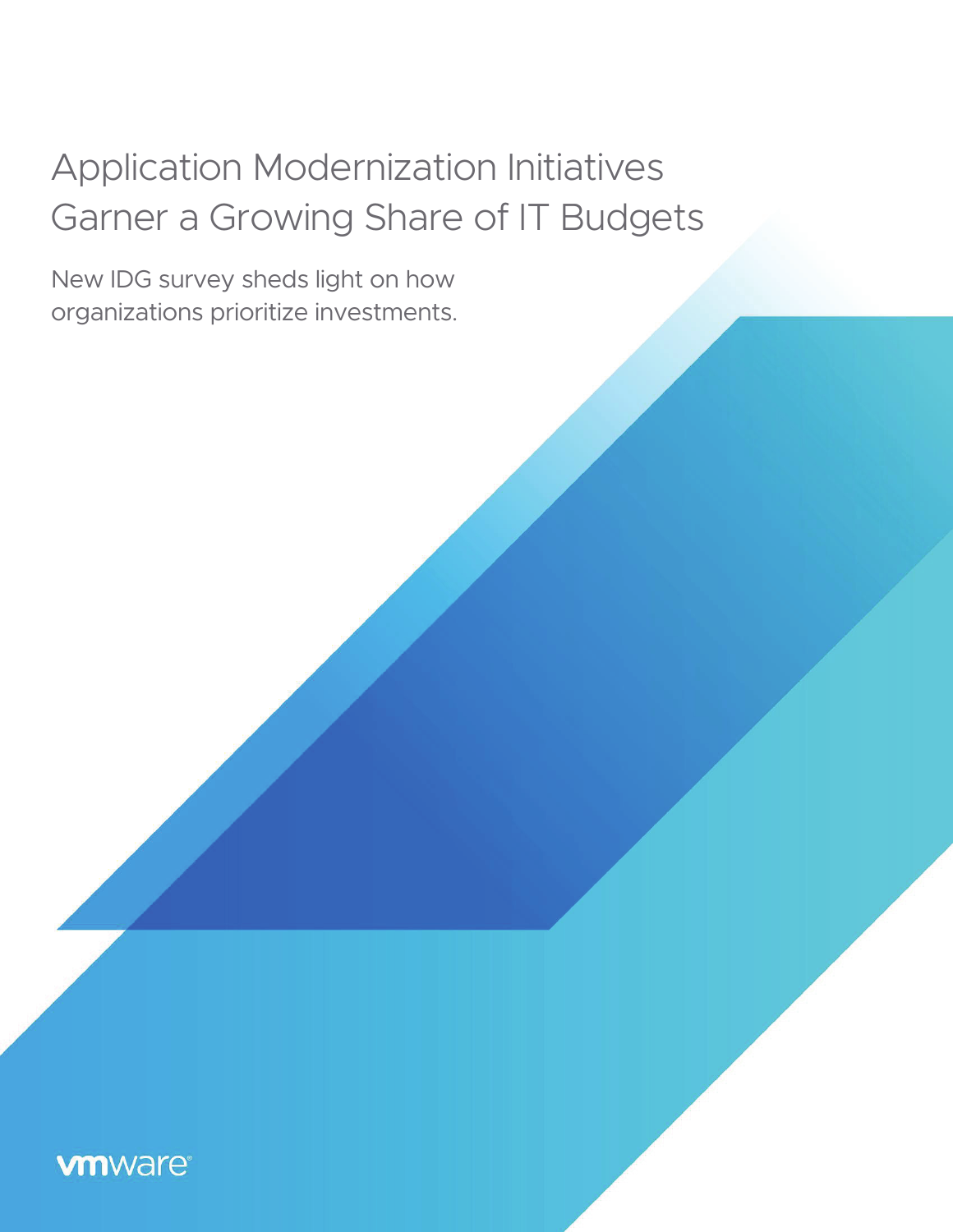# Application Modernization Initiatives Garner a Growing Share of IT Budgets

New IDG survey sheds light on how organizations prioritize investments.

vmware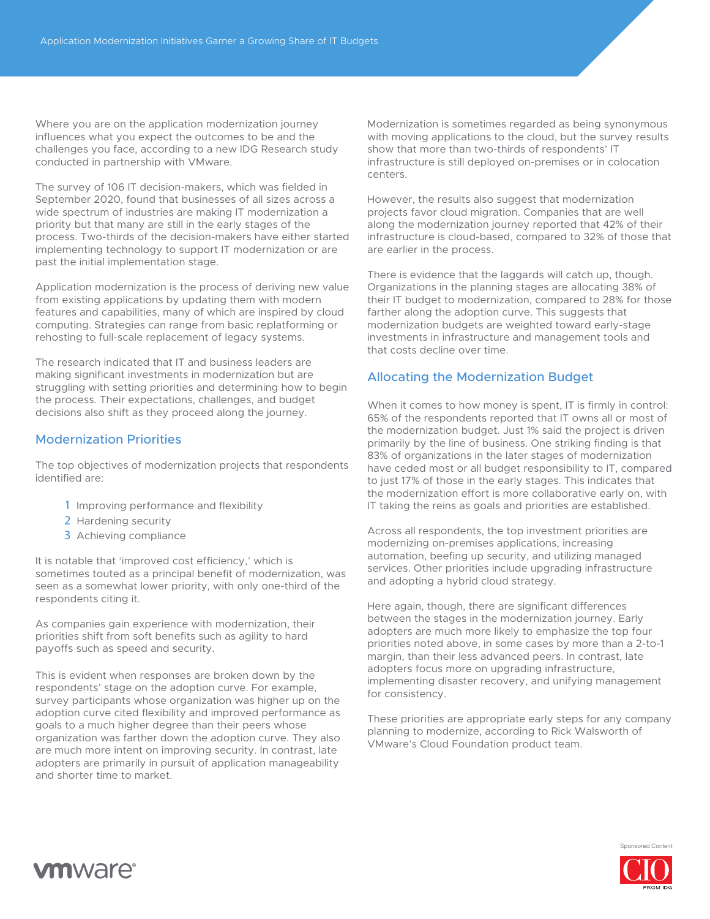Where you are on the application modernization journey influences what you expect the outcomes to be and the challenges you face, according to a new IDG Research study conducted in partnership with VMware.

The survey of 106 IT decision-makers, which was fielded in September 2020, found that businesses of all sizes across a wide spectrum of industries are making IT modernization a priority but that many are still in the early stages of the process. Two-thirds of the decision-makers have either started implementing technology to support IT modernization or are past the initial implementation stage.

Application modernization is the process of deriving new value from existing applications by updating them with modern features and capabilities, many of which are inspired by cloud computing. Strategies can range from basic replatforming or rehosting to full-scale replacement of legacy systems.

The research indicated that IT and business leaders are making significant investments in modernization but are struggling with setting priorities and determining how to begin the process. Their expectations, challenges, and budget decisions also shift as they proceed along the journey.

## Modernization Priorities

The top objectives of modernization projects that respondents identified are:

1. Improving performance and flexibility
2. Hardening security
3. Achieving compliance

It is notable that 'improved cost efficiency,' which is sometimes touted as a principal benefit of modernization, was seen as a somewhat lower priority, with only one-third of the respondents citing it.

As companies gain experience with modernization, their priorities shift from soft benefits such as agility to hard payoffs such as speed and security.

This is evident when responses are broken down by the respondents' stage on the adoption curve. For example, survey participants whose organization was higher up on the adoption curve cited flexibility and improved performance as goals to a much higher degree than their peers whose organization was farther down the adoption curve. They also are much more intent on improving security. In contrast, late adopters are primarily in pursuit of application manageability and shorter time to market.

Modernization is sometimes regarded as being synonymous with moving applications to the cloud, but the survey results show that more than two-thirds of respondents' IT infrastructure is still deployed on-premises or in colocation centers.

However, the results also suggest that modernization projects favor cloud migration. Companies that are well along the modernization journey reported that 42% of their infrastructure is cloud-based, compared to 32% of those that are earlier in the process.

There is evidence that the laggards will catch up, though. Organizations in the planning stages are allocating 38% of their IT budget to modernization, compared to 28% for those farther along the adoption curve. This suggests that modernization budgets are weighted toward early-stage investments in infrastructure and management tools and that costs decline over time.

## Allocating the Modernization Budget

When it comes to how money is spent, IT is firmly in control: 65% of the respondents reported that IT owns all or most of the modernization budget. Just 1% said the project is driven primarily by the line of business. One striking finding is that 83% of organizations in the later stages of modernization have ceded most or all budget responsibility to IT, compared to just 17% of those in the early stages. This indicates that the modernization effort is more collaborative early on, with IT taking the reins as goals and priorities are established.

Across all respondents, the top investment priorities are modernizing on-premises applications, increasing automation, beefing up security, and utilizing managed services. Other priorities include upgrading infrastructure and adopting a hybrid cloud strategy.

Here again, though, there are significant differences between the stages in the modernization journey. Early adopters are much more likely to emphasize the top four priorities noted above, in some cases by more than a 2-to-1 margin, than their less advanced peers. In contrast, late adopters focus more on upgrading infrastructure, implementing disaster recovery, and unifying management for consistency.

These priorities are appropriate early steps for any company planning to modernize, according to Rick Walsworth of VMware's Cloud Foundation product team.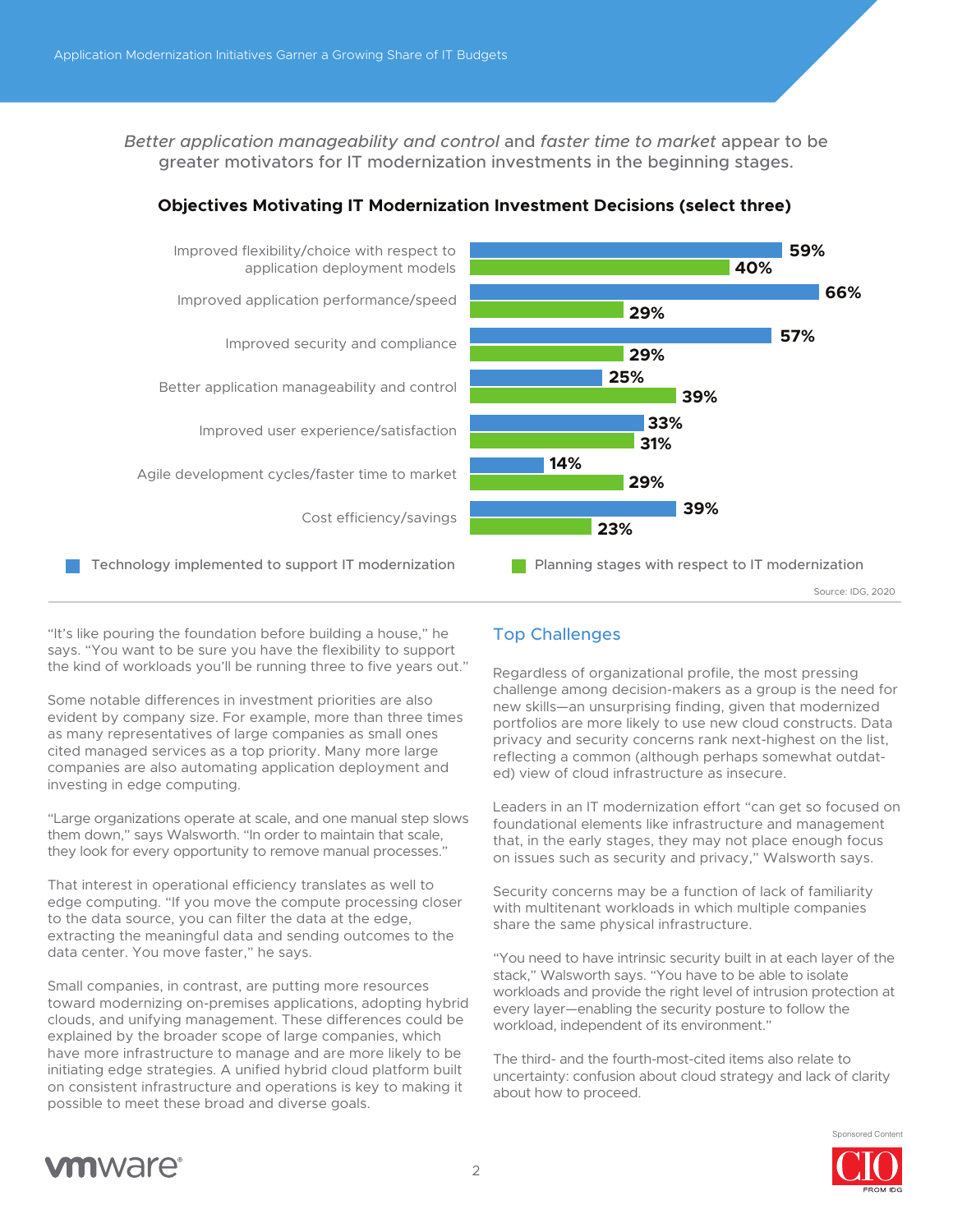*Better application manageability and control* and *faster time to market* appear to be greater motivators for IT modernization investments in the beginning stages.

**Objectives Motivating IT Modernization Investment Decisions (select three)**

| Objective | Technology implemented to support IT modernization | Planning stages with respect to IT modernization |
|---|---|---|
| Improved flexibility/choice with respect to application deployment models | 59% | 40% |
| Improved application performance/speed | 66% | 29% |
| Improved security and compliance | 57% | 29% |
| Better application manageability and control | 25% | 39% |
| Improved user experience/satisfaction | 33% | 31% |
| Agile development cycles/faster time to market | 14% | 29% |
| Cost efficiency/savings | 39% | 23% |

Source: IDG, 2020

"It's like pouring the foundation before building a house," he says. "You want to be sure you have the flexibility to support the kind of workloads you'll be running three to five years out."

Some notable differences in investment priorities are also evident by company size. For example, more than three times as many representatives of large companies as small ones cited managed services as a top priority. Many more large companies are also automating application deployment and investing in edge computing.

"Large organizations operate at scale, and one manual step slows them down," says Walsworth. "In order to maintain that scale, they look for every opportunity to remove manual processes."

That interest in operational efficiency translates as well to edge computing. "If you move the compute processing closer to the data source, you can filter the data at the edge, extracting the meaningful data and sending outcomes to the data center. You move faster," he says.

Small companies, in contrast, are putting more resources toward modernizing on-premises applications, adopting hybrid clouds, and unifying management. These differences could be explained by the broader scope of large companies, which have more infrastructure to manage and are more likely to be initiating edge strategies. A unified hybrid cloud platform built on consistent infrastructure and operations is key to making it possible to meet these broad and diverse goals.

## Top Challenges

Regardless of organizational profile, the most pressing challenge among decision-makers as a group is the need for new skills—an unsurprising finding, given that modernized portfolios are more likely to use new cloud constructs. Data privacy and security concerns rank next-highest on the list, reflecting a common (although perhaps somewhat outdated) view of cloud infrastructure as insecure.

Leaders in an IT modernization effort "can get so focused on foundational elements like infrastructure and management that, in the early stages, they may not place enough focus on issues such as security and privacy," Walsworth says.

Security concerns may be a function of lack of familiarity with multitenant workloads in which multiple companies share the same physical infrastructure.

"You need to have intrinsic security built in at each layer of the stack," Walsworth says. "You have to be able to isolate workloads and provide the right level of intrusion protection at every layer—enabling the security posture to follow the workload, independent of its environment."

The third- and the fourth-most-cited items also relate to uncertainty: confusion about cloud strategy and lack of clarity about how to proceed.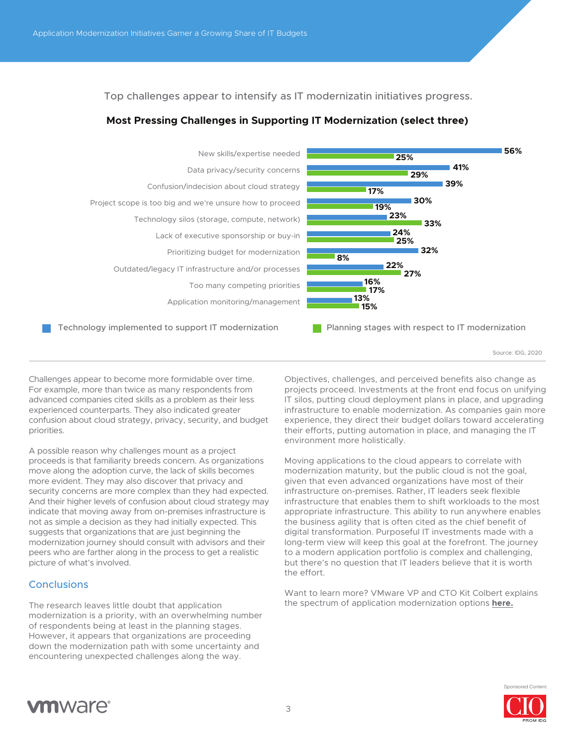Top challenges appear to intensify as IT modernizatin initiatives progress.

**Most Pressing Challenges in Supporting IT Modernization (select three)**

New skills/expertise needed
56%
25%

Data privacy/security concerns
41%
29%

Confusion/indecision about cloud strategy
39%
17%

Project scope is too big and we're unsure how to proceed
30%
19%

Technology silos (storage, compute, network)
23%
33%

Lack of executive sponsorship or buy-in
24%
25%

Prioritizing budget for modernization
32%
8%

Outdated/legacy IT infrastructure and/or processes
22%
27%

Too many competing priorities
16%
17%

Application monitoring/management
13%
15%

Technology implemented to support IT modernization

Planning stages with respect to IT modernization

Source: IDG, 2020

Challenges appear to become more formidable over time. For example, more than twice as many respondents from advanced companies cited skills as a problem as their less experienced counterparts. They also indicated greater confusion about cloud strategy, privacy, security, and budget priorities.

A possible reason why challenges mount as a project proceeds is that familiarity breeds concern. As organizations move along the adoption curve, the lack of skills becomes more evident. They may also discover that privacy and security concerns are more complex than they had expected. And their higher levels of confusion about cloud strategy may indicate that moving away from on-premises infrastructure is not as simple a decision as they had initially expected. This suggests that organizations that are just beginning the modernization journey should consult with advisors and their peers who are farther along in the process to get a realistic picture of what's involved.

## Conclusions

The research leaves little doubt that application modernization is a priority, with an overwhelming number of respondents being at least in the planning stages. However, it appears that organizations are proceeding down the modernization path with some uncertainty and encountering unexpected challenges along the way.

Objectives, challenges, and perceived benefits also change as projects proceed. Investments at the front end focus on unifying IT silos, putting cloud deployment plans in place, and upgrading infrastructure to enable modernization. As companies gain more experience, they direct their budget dollars toward accelerating their efforts, putting automation in place, and managing the IT environment more holistically.

Moving applications to the cloud appears to correlate with modernization maturity, but the public cloud is not the goal, given that even advanced organizations have most of their infrastructure on-premises. Rather, IT leaders seek flexible infrastructure that enables them to shift workloads to the most appropriate infrastructure. This ability to run anywhere enables the business agility that is often cited as the chief benefit of digital transformation. Purposeful IT investments made with a long-term view will keep this goal at the forefront. The journey to a modern application portfolio is complex and challenging, but there's no question that IT leaders believe that it is worth the effort.

Want to learn more? VMware VP and CTO Kit Colbert explains the spectrum of application modernization options **here.**